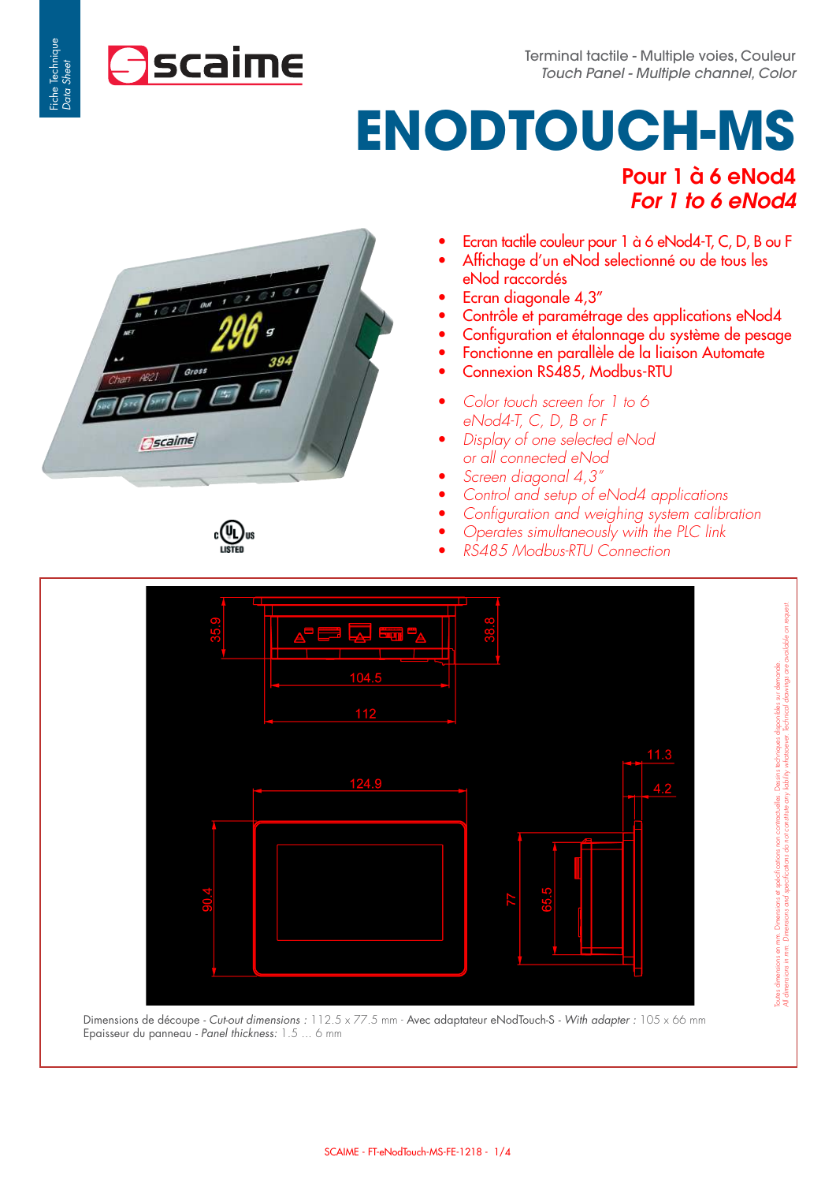Fiche Technique
*Data Sheet*

Terminal tactile - Multiple voies, Couleur
*Touch Panel - Multiple channel, Color*

# ENODTOUCH-MS

## Pour 1 à 6 eNod4
## *For 1 to 6 eNod4*

- Ecran tactile couleur pour 1 à 6 eNod4-T, C, D, B ou F
- Affichage d'un eNod selectionné ou de tous les eNod raccordés
- Ecran diagonale 4,3"
- Contrôle et paramétrage des applications eNod4
- Configuration et étalonnage du système de pesage
- Fonctionne en parallèle de la liaison Automate
- Connexion RS485, Modbus-RTU

- *Color touch screen for 1 to 6 eNod4-T, C, D, B or F*
- *Display of one selected eNod or all connected eNod*
- *Screen diagonal 4,3"*
- *Control and setup of eNod4 applications*
- *Configuration and weighing system calibration*
- *Operates simultaneously with the PLC link*
- *RS485 Modbus-RTU Connection*

Dimensions de découpe - *Cut-out dimensions :* 112.5 x 77.5 mm - Avec adaptateur eNodTouch-S - *With adapter :* 105 x 66 mm
Epaisseur du panneau - *Panel thickness:* 1.5 ... 6 mm

Toutes dimensions en mm. Dimensions et spécifications non contractuelles. Dessins techniques disponibles sur demande.
*All dimensions in mm. Dimensions and specifications do not constitute any liability whatsoever. Technical drawings are available on request.*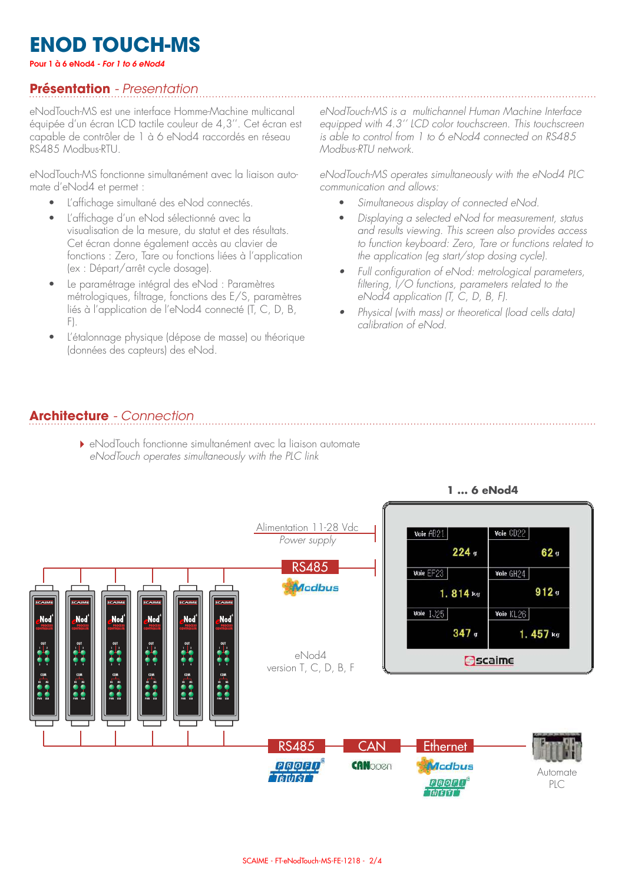# ENOD TOUCH-MS

**Pour 1 à 6 eNod4 - *For 1 to 6 eNod4***

## Présentation - *Presentation*

eNodTouch-MS est une interface Homme-Machine multicanal équipée d'un écran LCD tactile couleur de 4,3''. Cet écran est capable de contrôler de 1 à 6 eNod4 raccordés en réseau RS485 Modbus-RTU.

eNodTouch-MS fonctionne simultanément avec la liaison automate d'eNod4 et permet :

- L'affichage simultané des eNod connectés.
- L'affichage d'un eNod sélectionné avec la visualisation de la mesure, du statut et des résultats. Cet écran donne également accès au clavier de fonctions : Zero, Tare ou fonctions liées à l'application (ex : Départ/arrêt cycle dosage).
- Le paramétrage intégral des eNod : Paramètres métrologiques, filtrage, fonctions des E/S, paramètres liés à l'application de l'eNod4 connecté (T, C, D, B, F).
- L'étalonnage physique (dépose de masse) ou théorique (données des capteurs) des eNod.

*eNodTouch-MS is a multichannel Human Machine Interface equipped with 4.3'' LCD color touchscreen. This touchscreen is able to control from 1 to 6 eNod4 connected on RS485 Modbus-RTU network.*

*eNodTouch-MS operates simultaneously with the eNod4 PLC communication and allows:*

- *Simultaneous display of connected eNod.*
- *Displaying a selected eNod for measurement, status and results viewing. This screen also provides access to function keyboard: Zero, Tare or functions related to the application (eg start/stop dosing cycle).*
- *Full configuration of eNod: metrological parameters, filtering, I/O functions, parameters related to the eNod4 application (T, C, D, B, F).*
- *Physical (with mass) or theoretical (load cells data) calibration of eNod.*

## Architecture - *Connection*

- eNodTouch fonctionne simultanément avec la liaison automate
  *eNodTouch operates simultaneously with the PLC link*

1 ... 6 eNod4

Alimentation 11-28 Vdc
*Power supply*

RS485 Modbus

eNod4
version T, C, D, B, F

| Voie AB21 224 g | Voie CD22 62 g |
|---|---|
| Voie EF23 1.814 kg | Voie GH24 912 g |
| Voie IJ25 347 g | Voie KL26 1.457 kg |

RS485 PROFIBUS | CAN CANopen | Ethernet Modbus PROFINET

Automate
PLC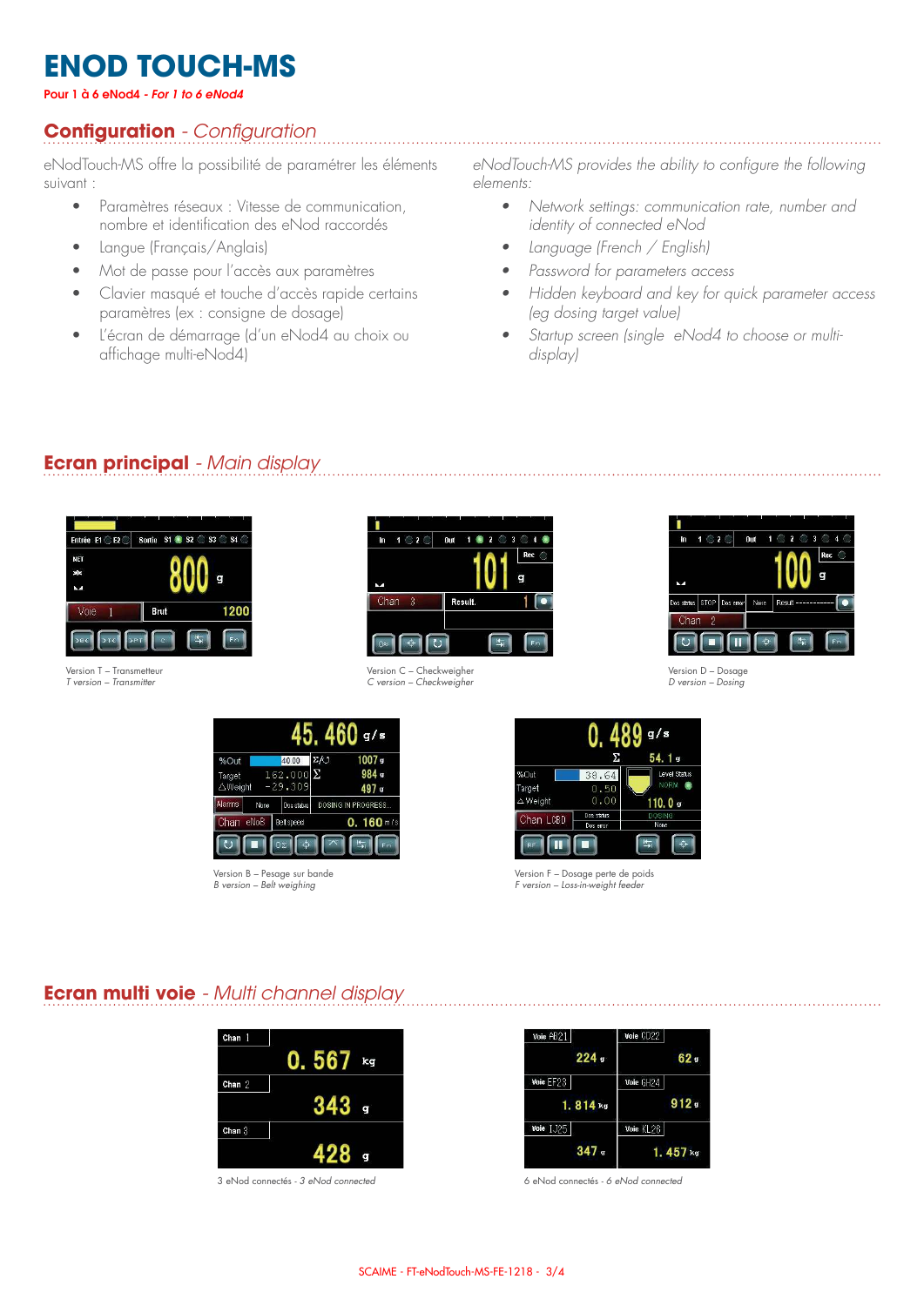# ENOD TOUCH-MS

**Pour 1 à 6 eNod4** - *For 1 to 6 eNod4*

## Configuration - *Configuration*

eNodTouch-MS offre la possibilité de paramétrer les éléments suivant :

- Paramètres réseaux : Vitesse de communication, nombre et identification des eNod raccordés
- Langue (Français/Anglais)
- Mot de passe pour l'accès aux paramètres
- Clavier masqué et touche d'accès rapide certains paramètres (ex : consigne de dosage)
- L'écran de démarrage (d'un eNod4 au choix ou affichage multi-eNod4)

*eNodTouch-MS provides the ability to configure the following elements:*

- *Network settings: communication rate, number and identity of connected eNod*
- *Language (French / English)*
- *Password for parameters access*
- *Hidden keyboard and key for quick parameter access (eg dosing target value)*
- *Startup screen (single eNod4 to choose or multi-display)*

## Ecran principal - *Main display*

Version T – Transmetteur
*T version – Transmitter*

Version C – Checkweigher
*C version – Checkweigher*

Version D – Dosage
*D version – Dosing*

Version B – Pesage sur bande
*B version – Belt weighing*

Version F – Dosage perte de poids
*F version – Loss-in-weight feeder*

## Ecran multi voie - *Multi channel display*

3 eNod connectés - *3 eNod connected*

6 eNod connectés - *6 eNod connected*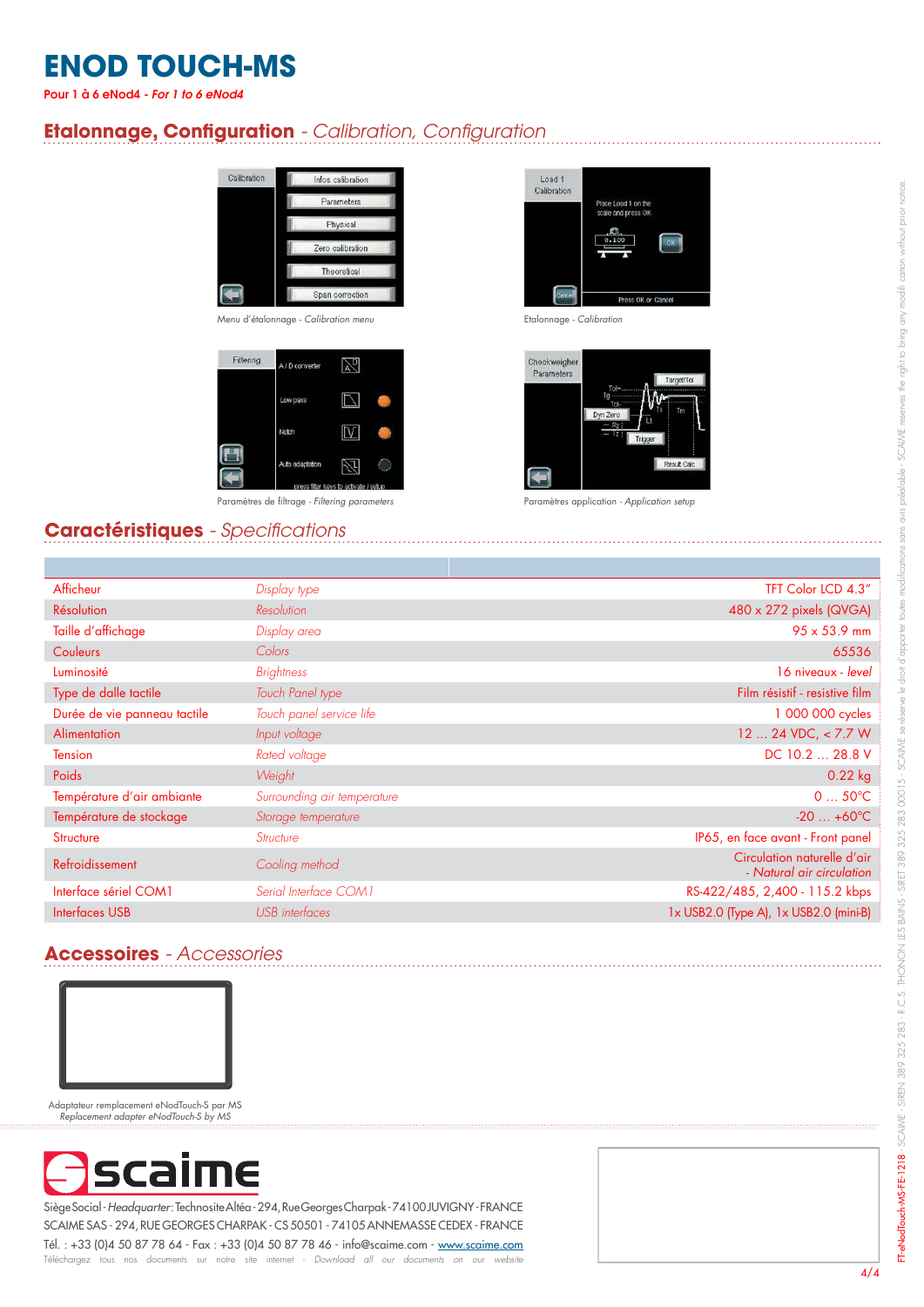# ENOD TOUCH-MS

**Pour 1 à 6 eNod4 - *For 1 to 6 eNod4***

## Etalonnage, Configuration - *Calibration, Configuration*

Menu d'étalonnage - *Calibration menu*

Etalonnage - *Calibration*

Paramètres de filtrage - *Filtering parameters*

Paramètres application - *Application setup*

## Caractéristiques - *Specifications*

| | | |
|---|---|---|
| Afficheur | *Display type* | TFT Color LCD 4.3" |
| Résolution | *Resolution* | 480 x 272 pixels (QVGA) |
| Taille d'affichage | *Display area* | 95 x 53.9 mm |
| Couleurs | *Colors* | 65536 |
| Luminosité | *Brightness* | 16 niveaux - *level* |
| Type de dalle tactile | *Touch Panel type* | Film résistif - resistive film |
| Durée de vie panneau tactile | *Touch panel service life* | 1 000 000 cycles |
| Alimentation | *Input voltage* | 12 ... 24 VDC, < 7.7 W |
| Tension | *Rated voltage* | DC 10.2 ... 28.8 V |
| Poids | *Weight* | 0.22 kg |
| Température d'air ambiante | *Surrounding air temperature* | 0 ... 50°C |
| Température de stockage | *Storage temperature* | -20 ... +60°C |
| Structure | *Structure* | IP65, en face avant - Front panel |
| Refroidissement | *Cooling method* | Circulation naturelle d'air - *Natural air circulation* |
| Interface sériel COM1 | *Serial Interface COM1* | RS-422/485, 2,400 - 115.2 kbps |
| Interfaces USB | *USB interfaces* | 1x USB2.0 (Type A), 1x USB2.0 (mini-B) |

## Accessoires - *Accessories*

Adaptateur remplacement eNodTouch-S par MS
*Replacement adapter eNodTouch-S by MS*

scaime

Siège Social - *Headquarter*: Technosite Altéa - 294, Rue Georges Charpak - 74100 JUVIGNY - FRANCE
SCAIME SAS - 294, RUE GEORGES CHARPAK - CS 50501 - 74105 ANNEMASSE CEDEX - FRANCE
Tél. : +33 (0)4 50 87 78 64 - Fax : +33 (0)4 50 87 78 46 - info@scaime.com - www.scaime.com
Téléchargez tous nos documents sur notre site internet - *Download all our documents on our website*

SCAIME - SIREN 389 325 283 - R.C.S. THONON LES BAINS - SIRET 389 325 283 00015 - SCAIME se réserve le droit d'apporter toutes modifications sans avis préalable - SCAIME reserves the right to bring any modification without prior notice.

FT-eNodTouch-MS-FE-1218